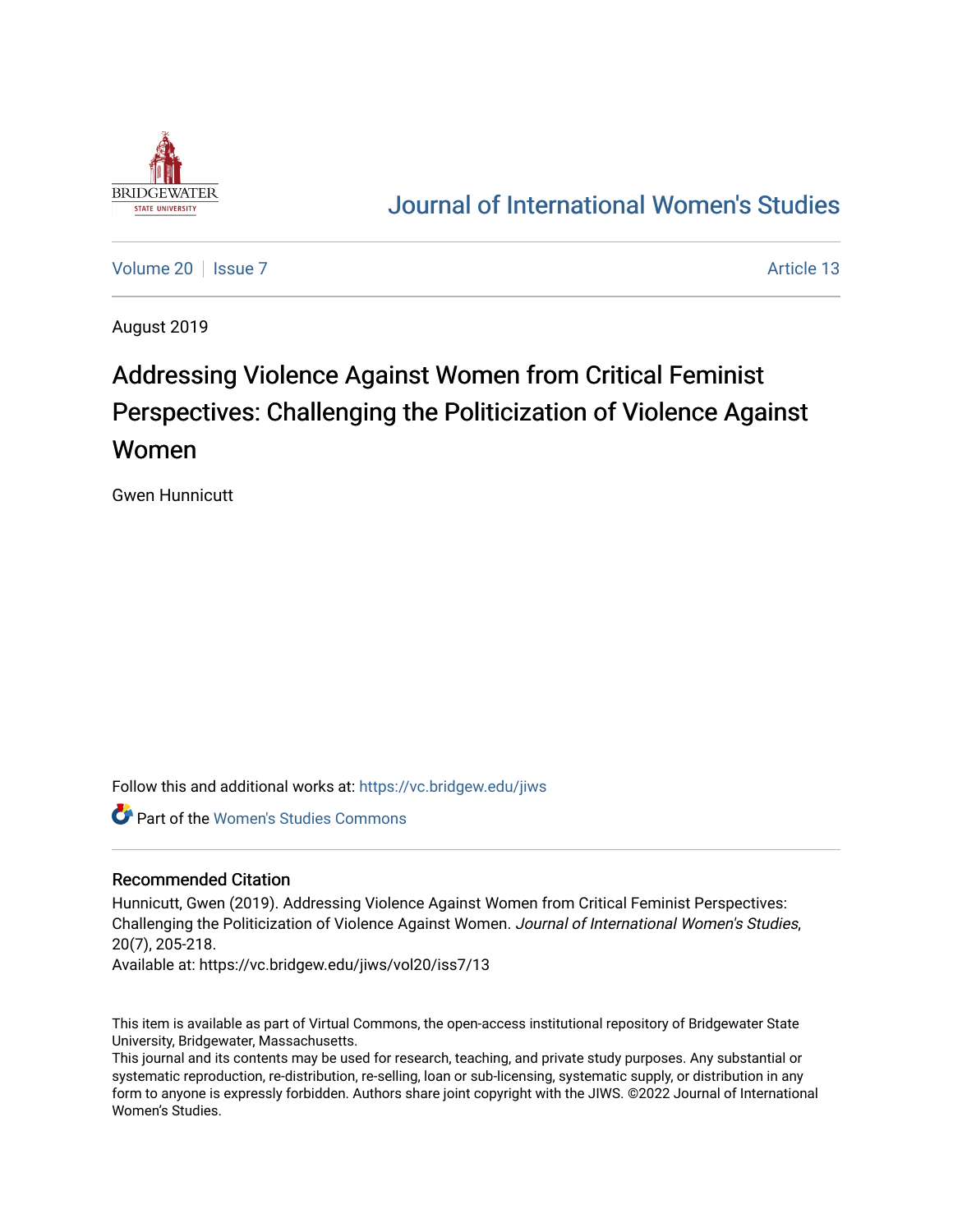# Journal of International Women's Studies

Volume 20 | Issue 7 Article 13

August 2019

# Addressing Violence Against Women from Critical Feminist Perspectives: Challenging the Politicization of Violence Against Women

Gwen Hunnicutt

Follow this and additional works at: https://vc.bridgew.edu/jiws

Part of the Women's Studies Commons

## Recommended Citation

Hunnicutt, Gwen (2019). Addressing Violence Against Women from Critical Feminist Perspectives: Challenging the Politicization of Violence Against Women. *Journal of International Women's Studies*, 20(7), 205-218.

Available at: https://vc.bridgew.edu/jiws/vol20/iss7/13

This item is available as part of Virtual Commons, the open-access institutional repository of Bridgewater State University, Bridgewater, Massachusetts.

This journal and its contents may be used for research, teaching, and private study purposes. Any substantial or systematic reproduction, re-distribution, re-selling, loan or sub-licensing, systematic supply, or distribution in any form to anyone is expressly forbidden. Authors share joint copyright with the JIWS. ©2022 Journal of International Women's Studies.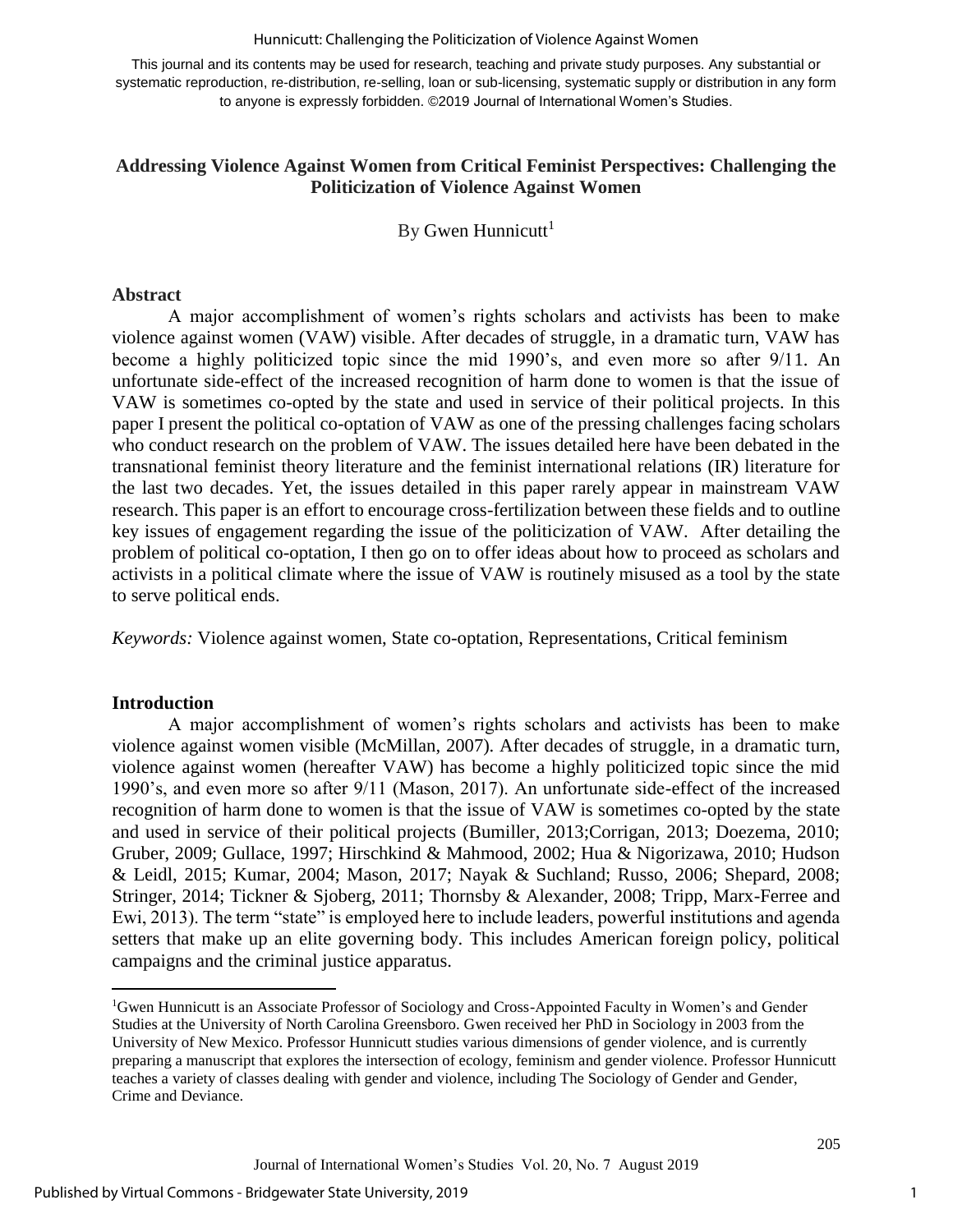Hunnicutt: Challenging the Politicization of Violence Against Women

This journal and its contents may be used for research, teaching and private study purposes. Any substantial or systematic reproduction, re-distribution, re-selling, loan or sub-licensing, systematic supply or distribution in any form to anyone is expressly forbidden. ©2019 Journal of International Women's Studies.

## Addressing Violence Against Women from Critical Feminist Perspectives: Challenging the Politicization of Violence Against Women

By Gwen Hunnicutt[1]

### Abstract

A major accomplishment of women's rights scholars and activists has been to make violence against women (VAW) visible. After decades of struggle, in a dramatic turn, VAW has become a highly politicized topic since the mid 1990's, and even more so after 9/11. An unfortunate side-effect of the increased recognition of harm done to women is that the issue of VAW is sometimes co-opted by the state and used in service of their political projects. In this paper I present the political co-optation of VAW as one of the pressing challenges facing scholars who conduct research on the problem of VAW. The issues detailed here have been debated in the transnational feminist theory literature and the feminist international relations (IR) literature for the last two decades. Yet, the issues detailed in this paper rarely appear in mainstream VAW research. This paper is an effort to encourage cross-fertilization between these fields and to outline key issues of engagement regarding the issue of the politicization of VAW. After detailing the problem of political co-optation, I then go on to offer ideas about how to proceed as scholars and activists in a political climate where the issue of VAW is routinely misused as a tool by the state to serve political ends.

*Keywords:* Violence against women, State co-optation, Representations, Critical feminism

### Introduction

A major accomplishment of women's rights scholars and activists has been to make violence against women visible (McMillan, 2007). After decades of struggle, in a dramatic turn, violence against women (hereafter VAW) has become a highly politicized topic since the mid 1990's, and even more so after 9/11 (Mason, 2017). An unfortunate side-effect of the increased recognition of harm done to women is that the issue of VAW is sometimes co-opted by the state and used in service of their political projects (Bumiller, 2013;Corrigan, 2013; Doezema, 2010; Gruber, 2009; Gullace, 1997; Hirschkind & Mahmood, 2002; Hua & Nigorizawa, 2010; Hudson & Leidl, 2015; Kumar, 2004; Mason, 2017; Nayak & Suchland; Russo, 2006; Shepard, 2008; Stringer, 2014; Tickner & Sjoberg, 2011; Thornsby & Alexander, 2008; Tripp, Marx-Ferree and Ewi, 2013). The term "state" is employed here to include leaders, powerful institutions and agenda setters that make up an elite governing body. This includes American foreign policy, political campaigns and the criminal justice apparatus.

[1]Gwen Hunnicutt is an Associate Professor of Sociology and Cross-Appointed Faculty in Women's and Gender Studies at the University of North Carolina Greensboro. Gwen received her PhD in Sociology in 2003 from the University of New Mexico. Professor Hunnicutt studies various dimensions of gender violence, and is currently preparing a manuscript that explores the intersection of ecology, feminism and gender violence. Professor Hunnicutt teaches a variety of classes dealing with gender and violence, including The Sociology of Gender and Gender, Crime and Deviance.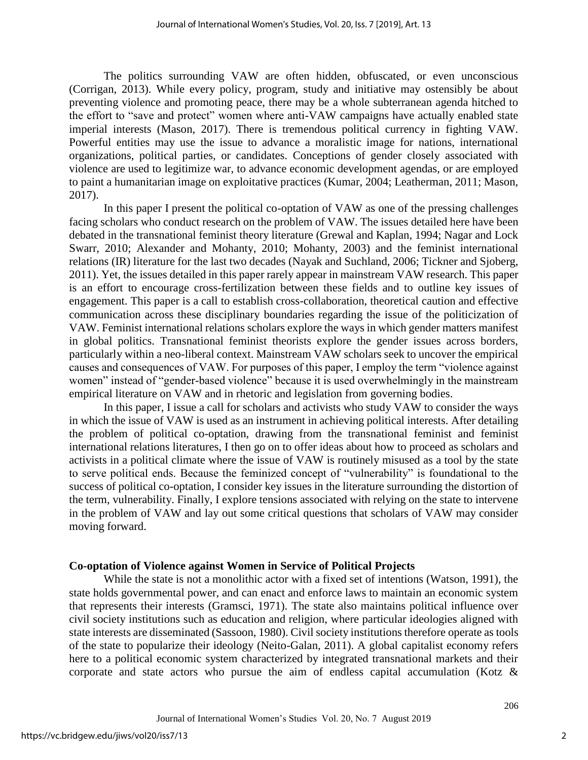The politics surrounding VAW are often hidden, obfuscated, or even unconscious (Corrigan, 2013). While every policy, program, study and initiative may ostensibly be about preventing violence and promoting peace, there may be a whole subterranean agenda hitched to the effort to "save and protect" women where anti-VAW campaigns have actually enabled state imperial interests (Mason, 2017). There is tremendous political currency in fighting VAW. Powerful entities may use the issue to advance a moralistic image for nations, international organizations, political parties, or candidates. Conceptions of gender closely associated with violence are used to legitimize war, to advance economic development agendas, or are employed to paint a humanitarian image on exploitative practices (Kumar, 2004; Leatherman, 2011; Mason, 2017).

In this paper I present the political co-optation of VAW as one of the pressing challenges facing scholars who conduct research on the problem of VAW. The issues detailed here have been debated in the transnational feminist theory literature (Grewal and Kaplan, 1994; Nagar and Lock Swarr, 2010; Alexander and Mohanty, 2010; Mohanty, 2003) and the feminist international relations (IR) literature for the last two decades (Nayak and Suchland, 2006; Tickner and Sjoberg, 2011). Yet, the issues detailed in this paper rarely appear in mainstream VAW research. This paper is an effort to encourage cross-fertilization between these fields and to outline key issues of engagement. This paper is a call to establish cross-collaboration, theoretical caution and effective communication across these disciplinary boundaries regarding the issue of the politicization of VAW. Feminist international relations scholars explore the ways in which gender matters manifest in global politics. Transnational feminist theorists explore the gender issues across borders, particularly within a neo-liberal context. Mainstream VAW scholars seek to uncover the empirical causes and consequences of VAW. For purposes of this paper, I employ the term "violence against women" instead of "gender-based violence" because it is used overwhelmingly in the mainstream empirical literature on VAW and in rhetoric and legislation from governing bodies.

In this paper, I issue a call for scholars and activists who study VAW to consider the ways in which the issue of VAW is used as an instrument in achieving political interests. After detailing the problem of political co-optation, drawing from the transnational feminist and feminist international relations literatures, I then go on to offer ideas about how to proceed as scholars and activists in a political climate where the issue of VAW is routinely misused as a tool by the state to serve political ends. Because the feminized concept of "vulnerability" is foundational to the success of political co-optation, I consider key issues in the literature surrounding the distortion of the term, vulnerability. Finally, I explore tensions associated with relying on the state to intervene in the problem of VAW and lay out some critical questions that scholars of VAW may consider moving forward.

## Co-optation of Violence against Women in Service of Political Projects

While the state is not a monolithic actor with a fixed set of intentions (Watson, 1991), the state holds governmental power, and can enact and enforce laws to maintain an economic system that represents their interests (Gramsci, 1971). The state also maintains political influence over civil society institutions such as education and religion, where particular ideologies aligned with state interests are disseminated (Sassoon, 1980). Civil society institutions therefore operate as tools of the state to popularize their ideology (Neito-Galan, 2011). A global capitalist economy refers here to a political economic system characterized by integrated transnational markets and their corporate and state actors who pursue the aim of endless capital accumulation (Kotz &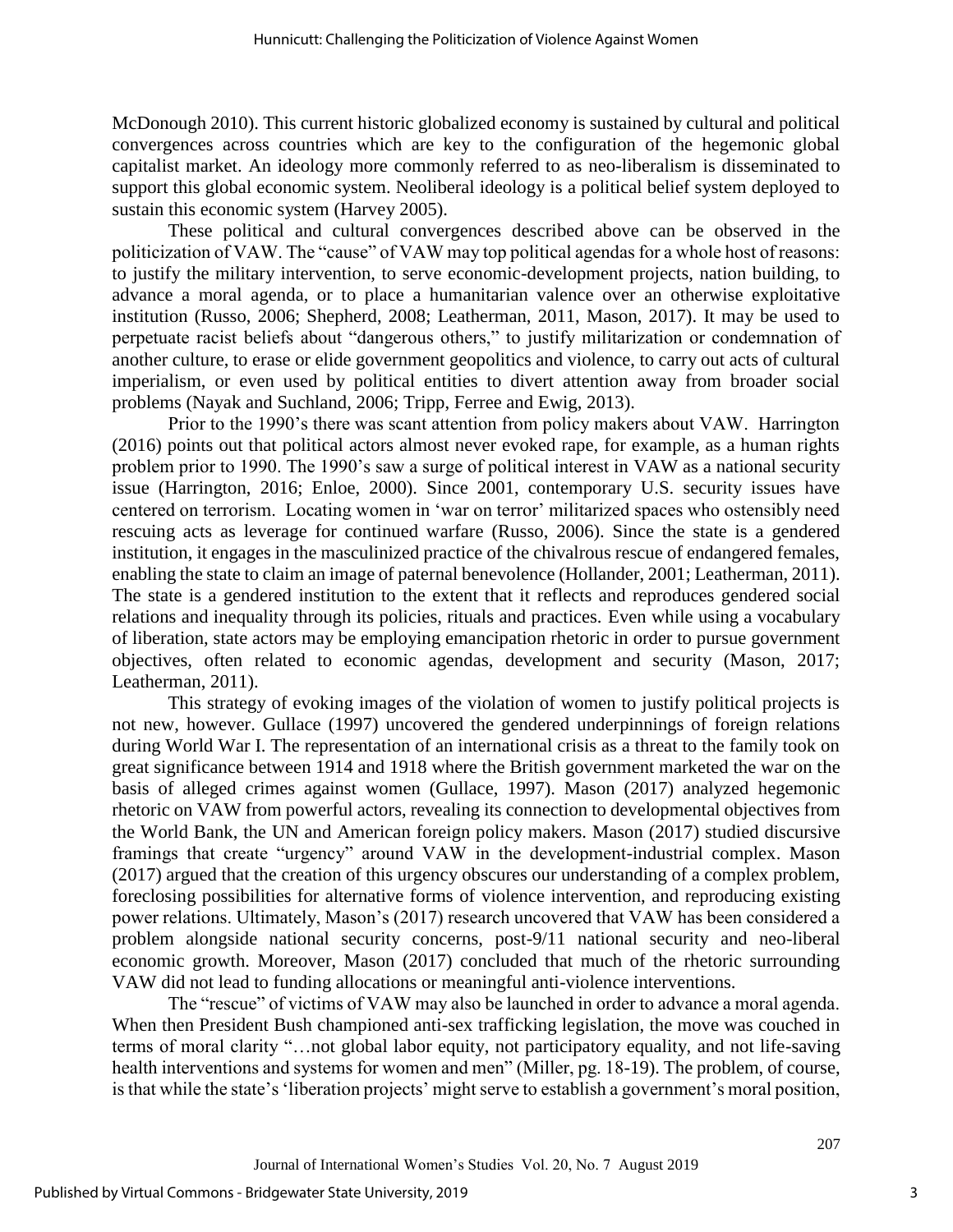McDonough 2010). This current historic globalized economy is sustained by cultural and political convergences across countries which are key to the configuration of the hegemonic global capitalist market. An ideology more commonly referred to as neo-liberalism is disseminated to support this global economic system. Neoliberal ideology is a political belief system deployed to sustain this economic system (Harvey 2005).

These political and cultural convergences described above can be observed in the politicization of VAW. The "cause" of VAW may top political agendas for a whole host of reasons: to justify the military intervention, to serve economic-development projects, nation building, to advance a moral agenda, or to place a humanitarian valence over an otherwise exploitative institution (Russo, 2006; Shepherd, 2008; Leatherman, 2011, Mason, 2017). It may be used to perpetuate racist beliefs about "dangerous others," to justify militarization or condemnation of another culture, to erase or elide government geopolitics and violence, to carry out acts of cultural imperialism, or even used by political entities to divert attention away from broader social problems (Nayak and Suchland, 2006; Tripp, Ferree and Ewig, 2013).

Prior to the 1990's there was scant attention from policy makers about VAW. Harrington (2016) points out that political actors almost never evoked rape, for example, as a human rights problem prior to 1990. The 1990's saw a surge of political interest in VAW as a national security issue (Harrington, 2016; Enloe, 2000). Since 2001, contemporary U.S. security issues have centered on terrorism. Locating women in 'war on terror' militarized spaces who ostensibly need rescuing acts as leverage for continued warfare (Russo, 2006). Since the state is a gendered institution, it engages in the masculinized practice of the chivalrous rescue of endangered females, enabling the state to claim an image of paternal benevolence (Hollander, 2001; Leatherman, 2011). The state is a gendered institution to the extent that it reflects and reproduces gendered social relations and inequality through its policies, rituals and practices. Even while using a vocabulary of liberation, state actors may be employing emancipation rhetoric in order to pursue government objectives, often related to economic agendas, development and security (Mason, 2017; Leatherman, 2011).

This strategy of evoking images of the violation of women to justify political projects is not new, however. Gullace (1997) uncovered the gendered underpinnings of foreign relations during World War I. The representation of an international crisis as a threat to the family took on great significance between 1914 and 1918 where the British government marketed the war on the basis of alleged crimes against women (Gullace, 1997). Mason (2017) analyzed hegemonic rhetoric on VAW from powerful actors, revealing its connection to developmental objectives from the World Bank, the UN and American foreign policy makers. Mason (2017) studied discursive framings that create "urgency" around VAW in the development-industrial complex. Mason (2017) argued that the creation of this urgency obscures our understanding of a complex problem, foreclosing possibilities for alternative forms of violence intervention, and reproducing existing power relations. Ultimately, Mason's (2017) research uncovered that VAW has been considered a problem alongside national security concerns, post-9/11 national security and neo-liberal economic growth. Moreover, Mason (2017) concluded that much of the rhetoric surrounding VAW did not lead to funding allocations or meaningful anti-violence interventions.

The "rescue" of victims of VAW may also be launched in order to advance a moral agenda. When then President Bush championed anti-sex trafficking legislation, the move was couched in terms of moral clarity "…not global labor equity, not participatory equality, and not life-saving health interventions and systems for women and men" (Miller, pg. 18-19). The problem, of course, is that while the state's 'liberation projects' might serve to establish a government's moral position,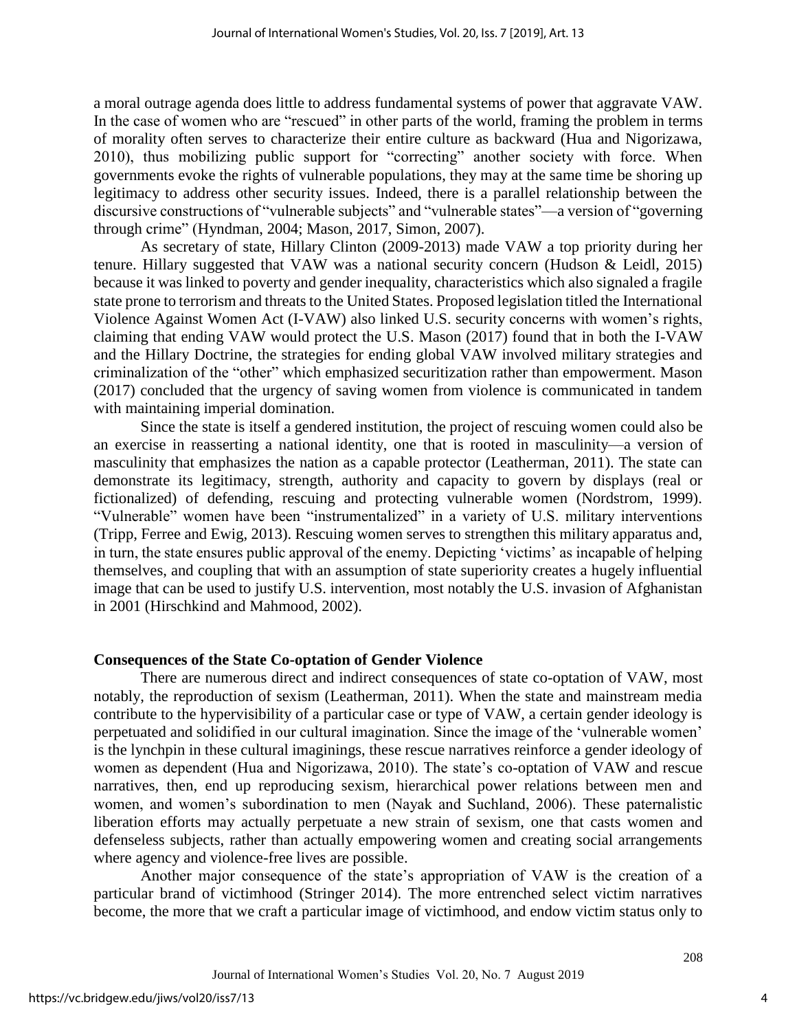a moral outrage agenda does little to address fundamental systems of power that aggravate VAW. In the case of women who are "rescued" in other parts of the world, framing the problem in terms of morality often serves to characterize their entire culture as backward (Hua and Nigorizawa, 2010), thus mobilizing public support for "correcting" another society with force. When governments evoke the rights of vulnerable populations, they may at the same time be shoring up legitimacy to address other security issues. Indeed, there is a parallel relationship between the discursive constructions of "vulnerable subjects" and "vulnerable states"—a version of "governing through crime" (Hyndman, 2004; Mason, 2017, Simon, 2007).

As secretary of state, Hillary Clinton (2009-2013) made VAW a top priority during her tenure. Hillary suggested that VAW was a national security concern (Hudson & Leidl, 2015) because it was linked to poverty and gender inequality, characteristics which also signaled a fragile state prone to terrorism and threats to the United States. Proposed legislation titled the International Violence Against Women Act (I-VAW) also linked U.S. security concerns with women's rights, claiming that ending VAW would protect the U.S. Mason (2017) found that in both the I-VAW and the Hillary Doctrine, the strategies for ending global VAW involved military strategies and criminalization of the "other" which emphasized securitization rather than empowerment. Mason (2017) concluded that the urgency of saving women from violence is communicated in tandem with maintaining imperial domination.

Since the state is itself a gendered institution, the project of rescuing women could also be an exercise in reasserting a national identity, one that is rooted in masculinity—a version of masculinity that emphasizes the nation as a capable protector (Leatherman, 2011). The state can demonstrate its legitimacy, strength, authority and capacity to govern by displays (real or fictionalized) of defending, rescuing and protecting vulnerable women (Nordstrom, 1999). "Vulnerable" women have been "instrumentalized" in a variety of U.S. military interventions (Tripp, Ferree and Ewig, 2013). Rescuing women serves to strengthen this military apparatus and, in turn, the state ensures public approval of the enemy. Depicting 'victims' as incapable of helping themselves, and coupling that with an assumption of state superiority creates a hugely influential image that can be used to justify U.S. intervention, most notably the U.S. invasion of Afghanistan in 2001 (Hirschkind and Mahmood, 2002).

## Consequences of the State Co-optation of Gender Violence

There are numerous direct and indirect consequences of state co-optation of VAW, most notably, the reproduction of sexism (Leatherman, 2011). When the state and mainstream media contribute to the hypervisibility of a particular case or type of VAW, a certain gender ideology is perpetuated and solidified in our cultural imagination. Since the image of the 'vulnerable women' is the lynchpin in these cultural imaginings, these rescue narratives reinforce a gender ideology of women as dependent (Hua and Nigorizawa, 2010). The state's co-optation of VAW and rescue narratives, then, end up reproducing sexism, hierarchical power relations between men and women, and women's subordination to men (Nayak and Suchland, 2006). These paternalistic liberation efforts may actually perpetuate a new strain of sexism, one that casts women and defenseless subjects, rather than actually empowering women and creating social arrangements where agency and violence-free lives are possible.

Another major consequence of the state's appropriation of VAW is the creation of a particular brand of victimhood (Stringer 2014). The more entrenched select victim narratives become, the more that we craft a particular image of victimhood, and endow victim status only to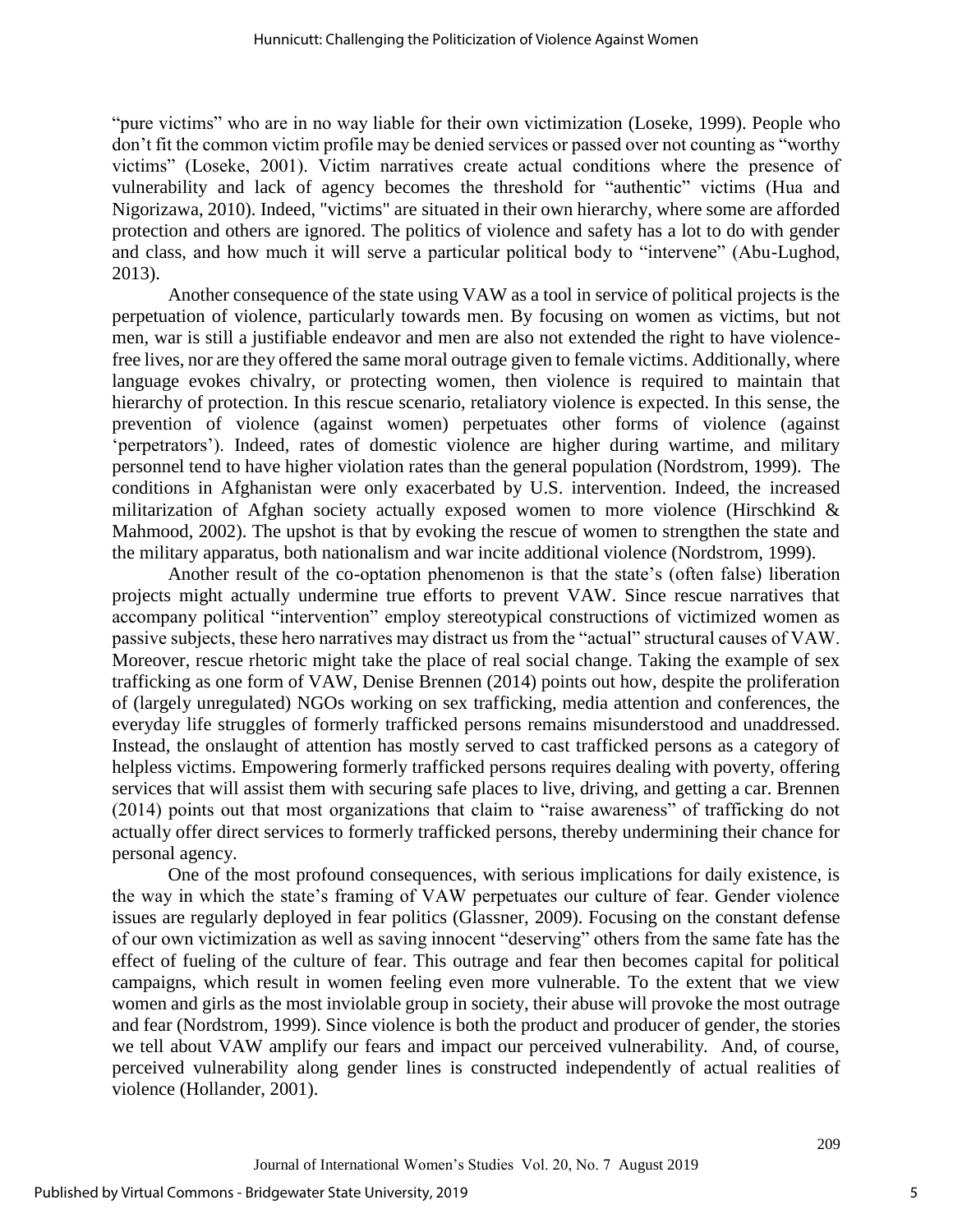"pure victims" who are in no way liable for their own victimization (Loseke, 1999). People who don't fit the common victim profile may be denied services or passed over not counting as "worthy victims" (Loseke, 2001). Victim narratives create actual conditions where the presence of vulnerability and lack of agency becomes the threshold for "authentic" victims (Hua and Nigorizawa, 2010). Indeed, "victims" are situated in their own hierarchy, where some are afforded protection and others are ignored. The politics of violence and safety has a lot to do with gender and class, and how much it will serve a particular political body to "intervene" (Abu-Lughod, 2013).

Another consequence of the state using VAW as a tool in service of political projects is the perpetuation of violence, particularly towards men. By focusing on women as victims, but not men, war is still a justifiable endeavor and men are also not extended the right to have violence-free lives, nor are they offered the same moral outrage given to female victims. Additionally, where language evokes chivalry, or protecting women, then violence is required to maintain that hierarchy of protection. In this rescue scenario, retaliatory violence is expected. In this sense, the prevention of violence (against women) perpetuates other forms of violence (against 'perpetrators'). Indeed, rates of domestic violence are higher during wartime, and military personnel tend to have higher violation rates than the general population (Nordstrom, 1999). The conditions in Afghanistan were only exacerbated by U.S. intervention. Indeed, the increased militarization of Afghan society actually exposed women to more violence (Hirschkind & Mahmood, 2002). The upshot is that by evoking the rescue of women to strengthen the state and the military apparatus, both nationalism and war incite additional violence (Nordstrom, 1999).

Another result of the co-optation phenomenon is that the state's (often false) liberation projects might actually undermine true efforts to prevent VAW. Since rescue narratives that accompany political "intervention" employ stereotypical constructions of victimized women as passive subjects, these hero narratives may distract us from the "actual" structural causes of VAW. Moreover, rescue rhetoric might take the place of real social change. Taking the example of sex trafficking as one form of VAW, Denise Brennen (2014) points out how, despite the proliferation of (largely unregulated) NGOs working on sex trafficking, media attention and conferences, the everyday life struggles of formerly trafficked persons remains misunderstood and unaddressed. Instead, the onslaught of attention has mostly served to cast trafficked persons as a category of helpless victims. Empowering formerly trafficked persons requires dealing with poverty, offering services that will assist them with securing safe places to live, driving, and getting a car. Brennen (2014) points out that most organizations that claim to "raise awareness" of trafficking do not actually offer direct services to formerly trafficked persons, thereby undermining their chance for personal agency.

One of the most profound consequences, with serious implications for daily existence, is the way in which the state's framing of VAW perpetuates our culture of fear. Gender violence issues are regularly deployed in fear politics (Glassner, 2009). Focusing on the constant defense of our own victimization as well as saving innocent "deserving" others from the same fate has the effect of fueling of the culture of fear. This outrage and fear then becomes capital for political campaigns, which result in women feeling even more vulnerable. To the extent that we view women and girls as the most inviolable group in society, their abuse will provoke the most outrage and fear (Nordstrom, 1999). Since violence is both the product and producer of gender, the stories we tell about VAW amplify our fears and impact our perceived vulnerability. And, of course, perceived vulnerability along gender lines is constructed independently of actual realities of violence (Hollander, 2001).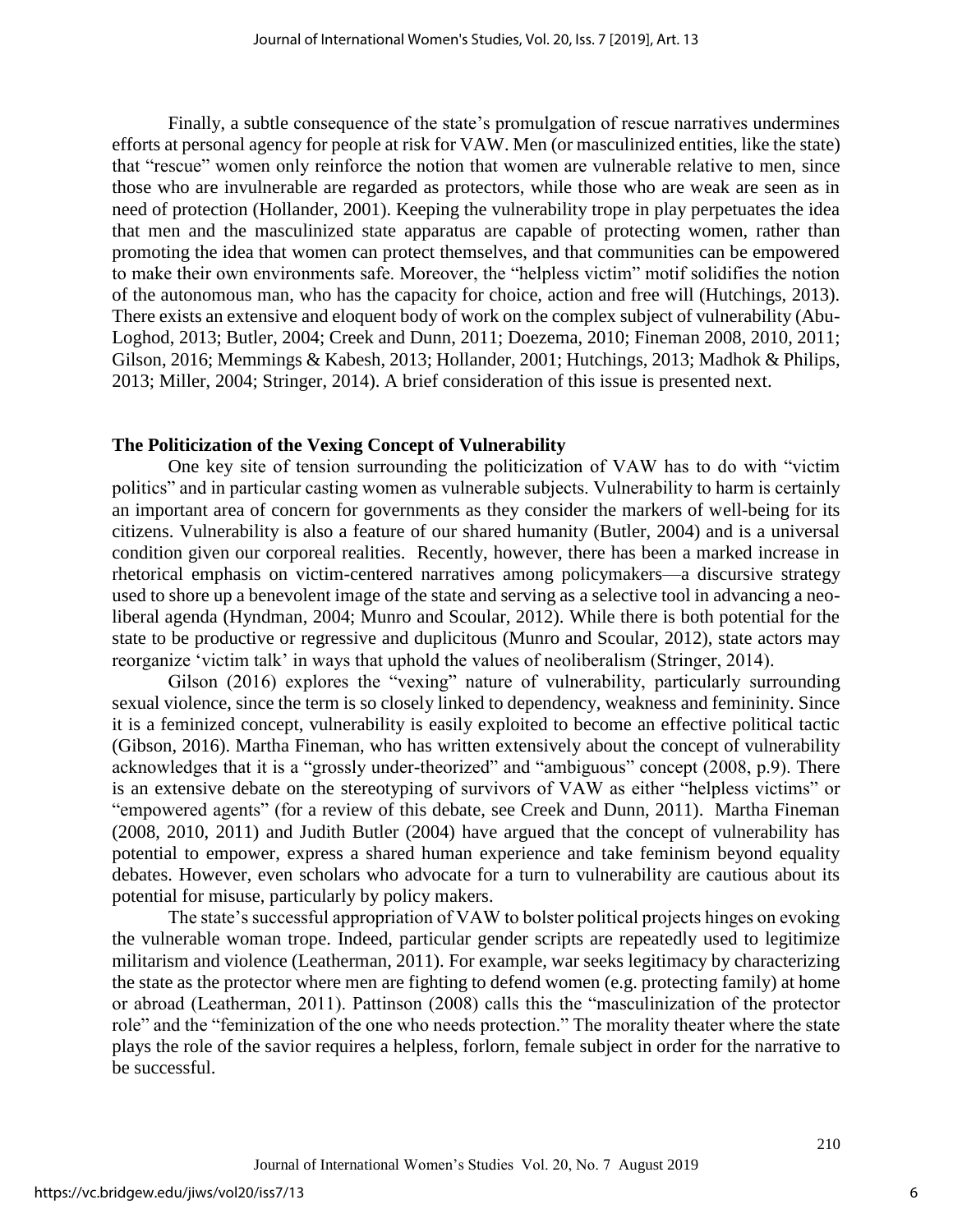Finally, a subtle consequence of the state's promulgation of rescue narratives undermines efforts at personal agency for people at risk for VAW. Men (or masculinized entities, like the state) that "rescue" women only reinforce the notion that women are vulnerable relative to men, since those who are invulnerable are regarded as protectors, while those who are weak are seen as in need of protection (Hollander, 2001). Keeping the vulnerability trope in play perpetuates the idea that men and the masculinized state apparatus are capable of protecting women, rather than promoting the idea that women can protect themselves, and that communities can be empowered to make their own environments safe. Moreover, the "helpless victim" motif solidifies the notion of the autonomous man, who has the capacity for choice, action and free will (Hutchings, 2013). There exists an extensive and eloquent body of work on the complex subject of vulnerability (Abu-Loghod, 2013; Butler, 2004; Creek and Dunn, 2011; Doezema, 2010; Fineman 2008, 2010, 2011; Gilson, 2016; Memmings & Kabesh, 2013; Hollander, 2001; Hutchings, 2013; Madhok & Philips, 2013; Miller, 2004; Stringer, 2014). A brief consideration of this issue is presented next.

### The Politicization of the Vexing Concept of Vulnerability

One key site of tension surrounding the politicization of VAW has to do with "victim politics" and in particular casting women as vulnerable subjects. Vulnerability to harm is certainly an important area of concern for governments as they consider the markers of well-being for its citizens. Vulnerability is also a feature of our shared humanity (Butler, 2004) and is a universal condition given our corporeal realities. Recently, however, there has been a marked increase in rhetorical emphasis on victim-centered narratives among policymakers—a discursive strategy used to shore up a benevolent image of the state and serving as a selective tool in advancing a neo-liberal agenda (Hyndman, 2004; Munro and Scoular, 2012). While there is both potential for the state to be productive or regressive and duplicitous (Munro and Scoular, 2012), state actors may reorganize 'victim talk' in ways that uphold the values of neoliberalism (Stringer, 2014).

Gilson (2016) explores the "vexing" nature of vulnerability, particularly surrounding sexual violence, since the term is so closely linked to dependency, weakness and femininity. Since it is a feminized concept, vulnerability is easily exploited to become an effective political tactic (Gibson, 2016). Martha Fineman, who has written extensively about the concept of vulnerability acknowledges that it is a "grossly under-theorized" and "ambiguous" concept (2008, p.9). There is an extensive debate on the stereotyping of survivors of VAW as either "helpless victims" or "empowered agents" (for a review of this debate, see Creek and Dunn, 2011). Martha Fineman (2008, 2010, 2011) and Judith Butler (2004) have argued that the concept of vulnerability has potential to empower, express a shared human experience and take feminism beyond equality debates. However, even scholars who advocate for a turn to vulnerability are cautious about its potential for misuse, particularly by policy makers.

The state's successful appropriation of VAW to bolster political projects hinges on evoking the vulnerable woman trope. Indeed, particular gender scripts are repeatedly used to legitimize militarism and violence (Leatherman, 2011). For example, war seeks legitimacy by characterizing the state as the protector where men are fighting to defend women (e.g. protecting family) at home or abroad (Leatherman, 2011). Pattinson (2008) calls this the "masculinization of the protector role" and the "feminization of the one who needs protection." The morality theater where the state plays the role of the savior requires a helpless, forlorn, female subject in order for the narrative to be successful.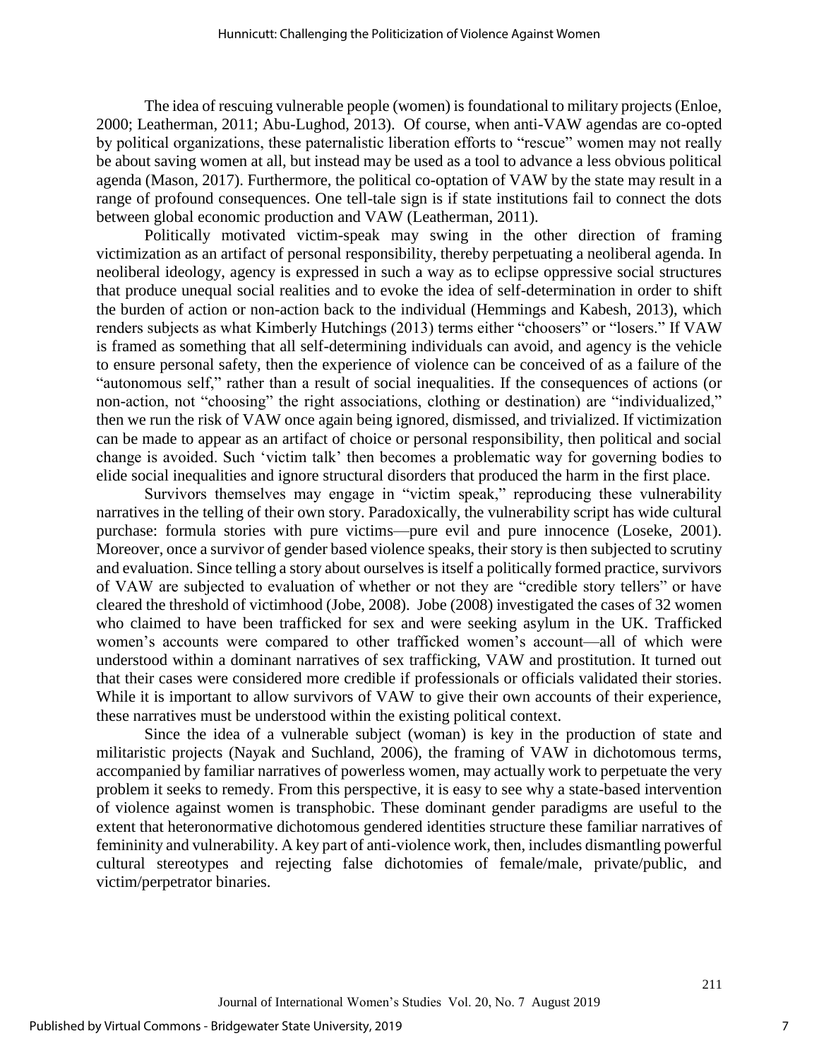The idea of rescuing vulnerable people (women) is foundational to military projects (Enloe, 2000; Leatherman, 2011; Abu-Lughod, 2013). Of course, when anti-VAW agendas are co-opted by political organizations, these paternalistic liberation efforts to "rescue" women may not really be about saving women at all, but instead may be used as a tool to advance a less obvious political agenda (Mason, 2017). Furthermore, the political co-optation of VAW by the state may result in a range of profound consequences. One tell-tale sign is if state institutions fail to connect the dots between global economic production and VAW (Leatherman, 2011).

Politically motivated victim-speak may swing in the other direction of framing victimization as an artifact of personal responsibility, thereby perpetuating a neoliberal agenda. In neoliberal ideology, agency is expressed in such a way as to eclipse oppressive social structures that produce unequal social realities and to evoke the idea of self-determination in order to shift the burden of action or non-action back to the individual (Hemmings and Kabesh, 2013), which renders subjects as what Kimberly Hutchings (2013) terms either "choosers" or "losers." If VAW is framed as something that all self-determining individuals can avoid, and agency is the vehicle to ensure personal safety, then the experience of violence can be conceived of as a failure of the "autonomous self," rather than a result of social inequalities. If the consequences of actions (or non-action, not "choosing" the right associations, clothing or destination) are "individualized," then we run the risk of VAW once again being ignored, dismissed, and trivialized. If victimization can be made to appear as an artifact of choice or personal responsibility, then political and social change is avoided. Such 'victim talk' then becomes a problematic way for governing bodies to elide social inequalities and ignore structural disorders that produced the harm in the first place.

Survivors themselves may engage in "victim speak," reproducing these vulnerability narratives in the telling of their own story. Paradoxically, the vulnerability script has wide cultural purchase: formula stories with pure victims—pure evil and pure innocence (Loseke, 2001). Moreover, once a survivor of gender based violence speaks, their story is then subjected to scrutiny and evaluation. Since telling a story about ourselves is itself a politically formed practice, survivors of VAW are subjected to evaluation of whether or not they are "credible story tellers" or have cleared the threshold of victimhood (Jobe, 2008). Jobe (2008) investigated the cases of 32 women who claimed to have been trafficked for sex and were seeking asylum in the UK. Trafficked women's accounts were compared to other trafficked women's account—all of which were understood within a dominant narratives of sex trafficking, VAW and prostitution. It turned out that their cases were considered more credible if professionals or officials validated their stories. While it is important to allow survivors of VAW to give their own accounts of their experience, these narratives must be understood within the existing political context.

Since the idea of a vulnerable subject (woman) is key in the production of state and militaristic projects (Nayak and Suchland, 2006), the framing of VAW in dichotomous terms, accompanied by familiar narratives of powerless women, may actually work to perpetuate the very problem it seeks to remedy. From this perspective, it is easy to see why a state-based intervention of violence against women is transphobic. These dominant gender paradigms are useful to the extent that heteronormative dichotomous gendered identities structure these familiar narratives of femininity and vulnerability. A key part of anti-violence work, then, includes dismantling powerful cultural stereotypes and rejecting false dichotomies of female/male, private/public, and victim/perpetrator binaries.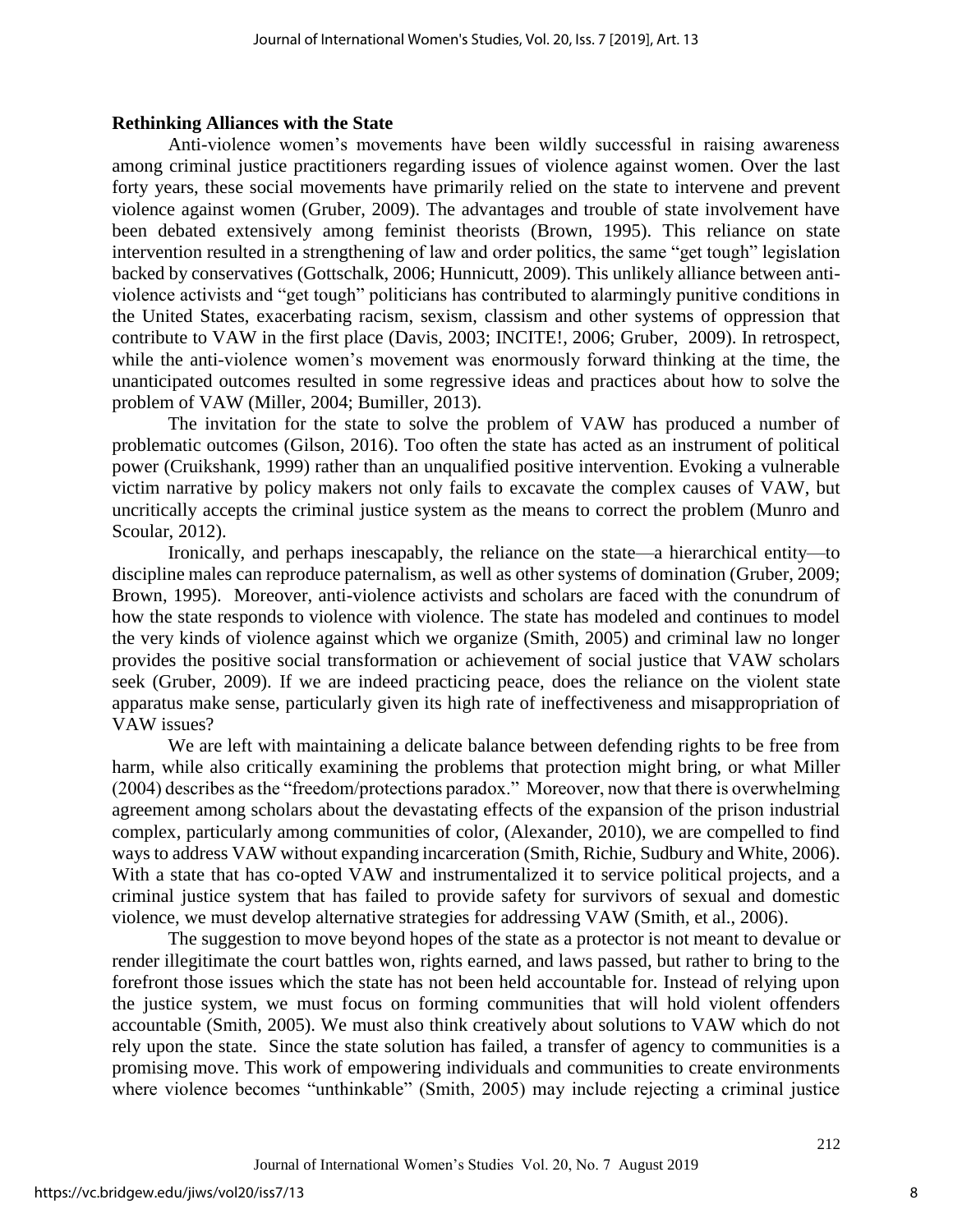**Rethinking Alliances with the State**

Anti-violence women's movements have been wildly successful in raising awareness among criminal justice practitioners regarding issues of violence against women. Over the last forty years, these social movements have primarily relied on the state to intervene and prevent violence against women (Gruber, 2009). The advantages and trouble of state involvement have been debated extensively among feminist theorists (Brown, 1995). This reliance on state intervention resulted in a strengthening of law and order politics, the same "get tough" legislation backed by conservatives (Gottschalk, 2006; Hunnicutt, 2009). This unlikely alliance between anti-violence activists and "get tough" politicians has contributed to alarmingly punitive conditions in the United States, exacerbating racism, sexism, classism and other systems of oppression that contribute to VAW in the first place (Davis, 2003; INCITE!, 2006; Gruber, 2009). In retrospect, while the anti-violence women's movement was enormously forward thinking at the time, the unanticipated outcomes resulted in some regressive ideas and practices about how to solve the problem of VAW (Miller, 2004; Bumiller, 2013).

The invitation for the state to solve the problem of VAW has produced a number of problematic outcomes (Gilson, 2016). Too often the state has acted as an instrument of political power (Cruikshank, 1999) rather than an unqualified positive intervention. Evoking a vulnerable victim narrative by policy makers not only fails to excavate the complex causes of VAW, but uncritically accepts the criminal justice system as the means to correct the problem (Munro and Scoular, 2012).

Ironically, and perhaps inescapably, the reliance on the state—a hierarchical entity—to discipline males can reproduce paternalism, as well as other systems of domination (Gruber, 2009; Brown, 1995). Moreover, anti-violence activists and scholars are faced with the conundrum of how the state responds to violence with violence. The state has modeled and continues to model the very kinds of violence against which we organize (Smith, 2005) and criminal law no longer provides the positive social transformation or achievement of social justice that VAW scholars seek (Gruber, 2009). If we are indeed practicing peace, does the reliance on the violent state apparatus make sense, particularly given its high rate of ineffectiveness and misappropriation of VAW issues?

We are left with maintaining a delicate balance between defending rights to be free from harm, while also critically examining the problems that protection might bring, or what Miller (2004) describes as the "freedom/protections paradox." Moreover, now that there is overwhelming agreement among scholars about the devastating effects of the expansion of the prison industrial complex, particularly among communities of color, (Alexander, 2010), we are compelled to find ways to address VAW without expanding incarceration (Smith, Richie, Sudbury and White, 2006). With a state that has co-opted VAW and instrumentalized it to service political projects, and a criminal justice system that has failed to provide safety for survivors of sexual and domestic violence, we must develop alternative strategies for addressing VAW (Smith, et al., 2006).

The suggestion to move beyond hopes of the state as a protector is not meant to devalue or render illegitimate the court battles won, rights earned, and laws passed, but rather to bring to the forefront those issues which the state has not been held accountable for. Instead of relying upon the justice system, we must focus on forming communities that will hold violent offenders accountable (Smith, 2005). We must also think creatively about solutions to VAW which do not rely upon the state. Since the state solution has failed, a transfer of agency to communities is a promising move. This work of empowering individuals and communities to create environments where violence becomes "unthinkable" (Smith, 2005) may include rejecting a criminal justice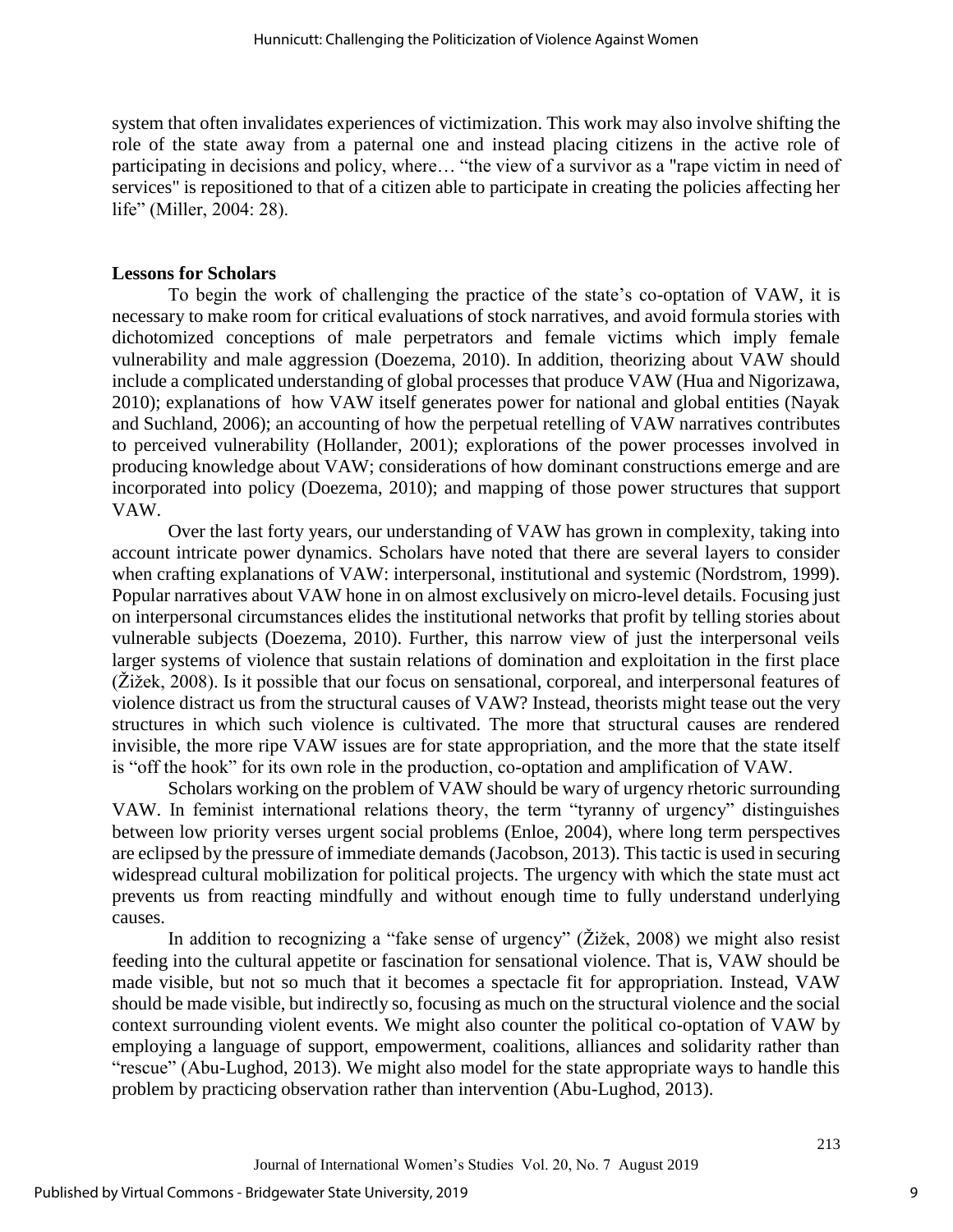system that often invalidates experiences of victimization. This work may also involve shifting the role of the state away from a paternal one and instead placing citizens in the active role of participating in decisions and policy, where… "the view of a survivor as a "rape victim in need of services" is repositioned to that of a citizen able to participate in creating the policies affecting her life" (Miller, 2004: 28).

**Lessons for Scholars**

To begin the work of challenging the practice of the state's co-optation of VAW, it is necessary to make room for critical evaluations of stock narratives, and avoid formula stories with dichotomized conceptions of male perpetrators and female victims which imply female vulnerability and male aggression (Doezema, 2010). In addition, theorizing about VAW should include a complicated understanding of global processes that produce VAW (Hua and Nigorizawa, 2010); explanations of how VAW itself generates power for national and global entities (Nayak and Suchland, 2006); an accounting of how the perpetual retelling of VAW narratives contributes to perceived vulnerability (Hollander, 2001); explorations of the power processes involved in producing knowledge about VAW; considerations of how dominant constructions emerge and are incorporated into policy (Doezema, 2010); and mapping of those power structures that support VAW.

Over the last forty years, our understanding of VAW has grown in complexity, taking into account intricate power dynamics. Scholars have noted that there are several layers to consider when crafting explanations of VAW: interpersonal, institutional and systemic (Nordstrom, 1999). Popular narratives about VAW hone in on almost exclusively on micro-level details. Focusing just on interpersonal circumstances elides the institutional networks that profit by telling stories about vulnerable subjects (Doezema, 2010). Further, this narrow view of just the interpersonal veils larger systems of violence that sustain relations of domination and exploitation in the first place (Žižek, 2008). Is it possible that our focus on sensational, corporeal, and interpersonal features of violence distract us from the structural causes of VAW? Instead, theorists might tease out the very structures in which such violence is cultivated. The more that structural causes are rendered invisible, the more ripe VAW issues are for state appropriation, and the more that the state itself is "off the hook" for its own role in the production, co-optation and amplification of VAW.

Scholars working on the problem of VAW should be wary of urgency rhetoric surrounding VAW. In feminist international relations theory, the term "tyranny of urgency" distinguishes between low priority verses urgent social problems (Enloe, 2004), where long term perspectives are eclipsed by the pressure of immediate demands (Jacobson, 2013). This tactic is used in securing widespread cultural mobilization for political projects. The urgency with which the state must act prevents us from reacting mindfully and without enough time to fully understand underlying causes.

In addition to recognizing a "fake sense of urgency" (Žižek, 2008) we might also resist feeding into the cultural appetite or fascination for sensational violence. That is, VAW should be made visible, but not so much that it becomes a spectacle fit for appropriation. Instead, VAW should be made visible, but indirectly so, focusing as much on the structural violence and the social context surrounding violent events. We might also counter the political co-optation of VAW by employing a language of support, empowerment, coalitions, alliances and solidarity rather than "rescue" (Abu-Lughod, 2013). We might also model for the state appropriate ways to handle this problem by practicing observation rather than intervention (Abu-Lughod, 2013).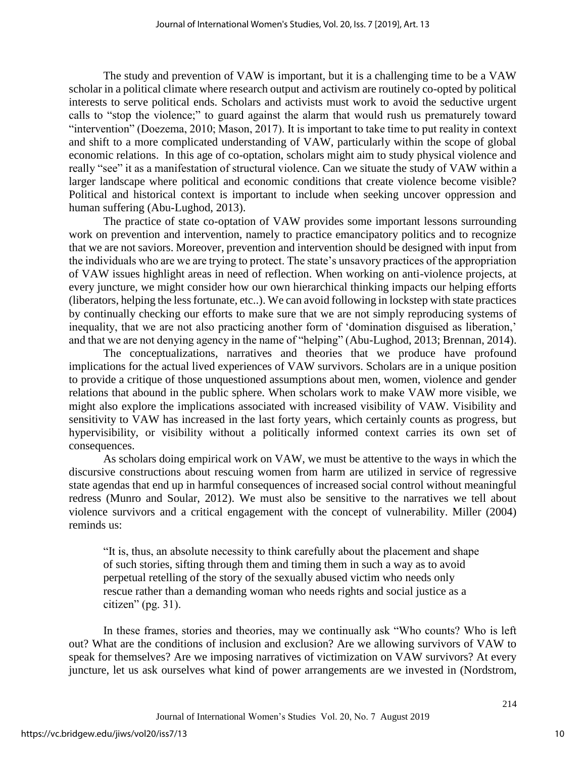The study and prevention of VAW is important, but it is a challenging time to be a VAW scholar in a political climate where research output and activism are routinely co-opted by political interests to serve political ends. Scholars and activists must work to avoid the seductive urgent calls to "stop the violence;" to guard against the alarm that would rush us prematurely toward "intervention" (Doezema, 2010; Mason, 2017). It is important to take time to put reality in context and shift to a more complicated understanding of VAW, particularly within the scope of global economic relations. In this age of co-optation, scholars might aim to study physical violence and really "see" it as a manifestation of structural violence. Can we situate the study of VAW within a larger landscape where political and economic conditions that create violence become visible? Political and historical context is important to include when seeking uncover oppression and human suffering (Abu-Lughod, 2013).

The practice of state co-optation of VAW provides some important lessons surrounding work on prevention and intervention, namely to practice emancipatory politics and to recognize that we are not saviors. Moreover, prevention and intervention should be designed with input from the individuals who are we are trying to protect. The state's unsavory practices of the appropriation of VAW issues highlight areas in need of reflection. When working on anti-violence projects, at every juncture, we might consider how our own hierarchical thinking impacts our helping efforts (liberators, helping the less fortunate, etc..). We can avoid following in lockstep with state practices by continually checking our efforts to make sure that we are not simply reproducing systems of inequality, that we are not also practicing another form of 'domination disguised as liberation,' and that we are not denying agency in the name of "helping" (Abu-Lughod, 2013; Brennan, 2014).

The conceptualizations, narratives and theories that we produce have profound implications for the actual lived experiences of VAW survivors. Scholars are in a unique position to provide a critique of those unquestioned assumptions about men, women, violence and gender relations that abound in the public sphere. When scholars work to make VAW more visible, we might also explore the implications associated with increased visibility of VAW. Visibility and sensitivity to VAW has increased in the last forty years, which certainly counts as progress, but hypervisibility, or visibility without a politically informed context carries its own set of consequences.

As scholars doing empirical work on VAW, we must be attentive to the ways in which the discursive constructions about rescuing women from harm are utilized in service of regressive state agendas that end up in harmful consequences of increased social control without meaningful redress (Munro and Soular, 2012). We must also be sensitive to the narratives we tell about violence survivors and a critical engagement with the concept of vulnerability. Miller (2004) reminds us:

> "It is, thus, an absolute necessity to think carefully about the placement and shape of such stories, sifting through them and timing them in such a way as to avoid perpetual retelling of the story of the sexually abused victim who needs only rescue rather than a demanding woman who needs rights and social justice as a citizen" (pg. 31).

In these frames, stories and theories, may we continually ask "Who counts? Who is left out? What are the conditions of inclusion and exclusion? Are we allowing survivors of VAW to speak for themselves? Are we imposing narratives of victimization on VAW survivors? At every juncture, let us ask ourselves what kind of power arrangements are we invested in (Nordstrom,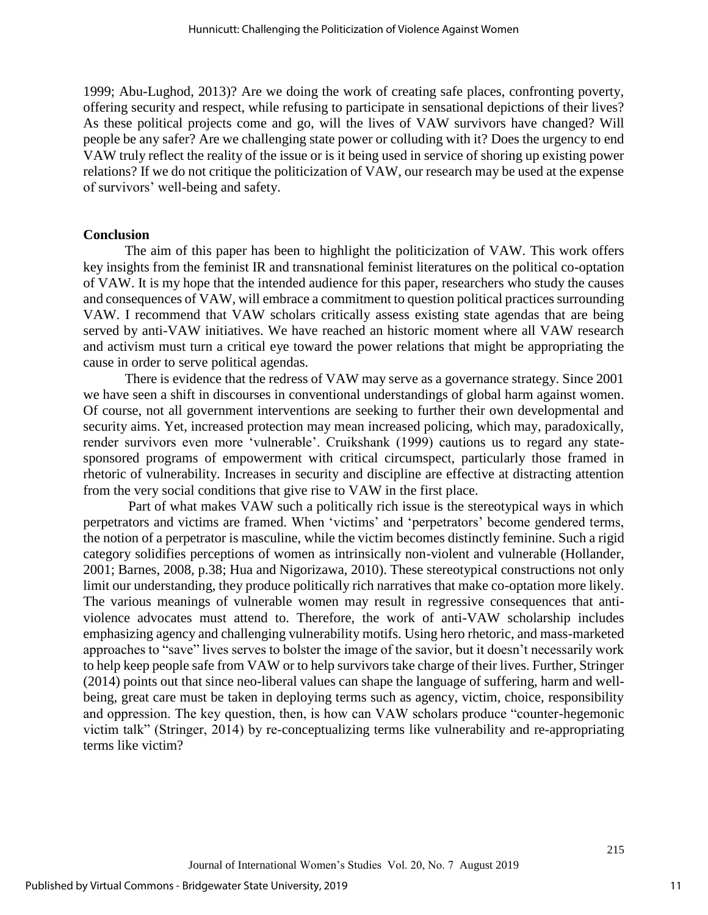1999; Abu-Lughod, 2013)? Are we doing the work of creating safe places, confronting poverty, offering security and respect, while refusing to participate in sensational depictions of their lives? As these political projects come and go, will the lives of VAW survivors have changed? Will people be any safer? Are we challenging state power or colluding with it? Does the urgency to end VAW truly reflect the reality of the issue or is it being used in service of shoring up existing power relations? If we do not critique the politicization of VAW, our research may be used at the expense of survivors' well-being and safety.

## Conclusion

The aim of this paper has been to highlight the politicization of VAW. This work offers key insights from the feminist IR and transnational feminist literatures on the political co-optation of VAW. It is my hope that the intended audience for this paper, researchers who study the causes and consequences of VAW, will embrace a commitment to question political practices surrounding VAW. I recommend that VAW scholars critically assess existing state agendas that are being served by anti-VAW initiatives. We have reached an historic moment where all VAW research and activism must turn a critical eye toward the power relations that might be appropriating the cause in order to serve political agendas.

There is evidence that the redress of VAW may serve as a governance strategy. Since 2001 we have seen a shift in discourses in conventional understandings of global harm against women. Of course, not all government interventions are seeking to further their own developmental and security aims. Yet, increased protection may mean increased policing, which may, paradoxically, render survivors even more 'vulnerable'. Cruikshank (1999) cautions us to regard any state-sponsored programs of empowerment with critical circumspect, particularly those framed in rhetoric of vulnerability. Increases in security and discipline are effective at distracting attention from the very social conditions that give rise to VAW in the first place.

Part of what makes VAW such a politically rich issue is the stereotypical ways in which perpetrators and victims are framed. When 'victims' and 'perpetrators' become gendered terms, the notion of a perpetrator is masculine, while the victim becomes distinctly feminine. Such a rigid category solidifies perceptions of women as intrinsically non-violent and vulnerable (Hollander, 2001; Barnes, 2008, p.38; Hua and Nigorizawa, 2010). These stereotypical constructions not only limit our understanding, they produce politically rich narratives that make co-optation more likely. The various meanings of vulnerable women may result in regressive consequences that anti-violence advocates must attend to. Therefore, the work of anti-VAW scholarship includes emphasizing agency and challenging vulnerability motifs. Using hero rhetoric, and mass-marketed approaches to "save" lives serves to bolster the image of the savior, but it doesn't necessarily work to help keep people safe from VAW or to help survivors take charge of their lives. Further, Stringer (2014) points out that since neo-liberal values can shape the language of suffering, harm and well-being, great care must be taken in deploying terms such as agency, victim, choice, responsibility and oppression. The key question, then, is how can VAW scholars produce "counter-hegemonic victim talk" (Stringer, 2014) by re-conceptualizing terms like vulnerability and re-appropriating terms like victim?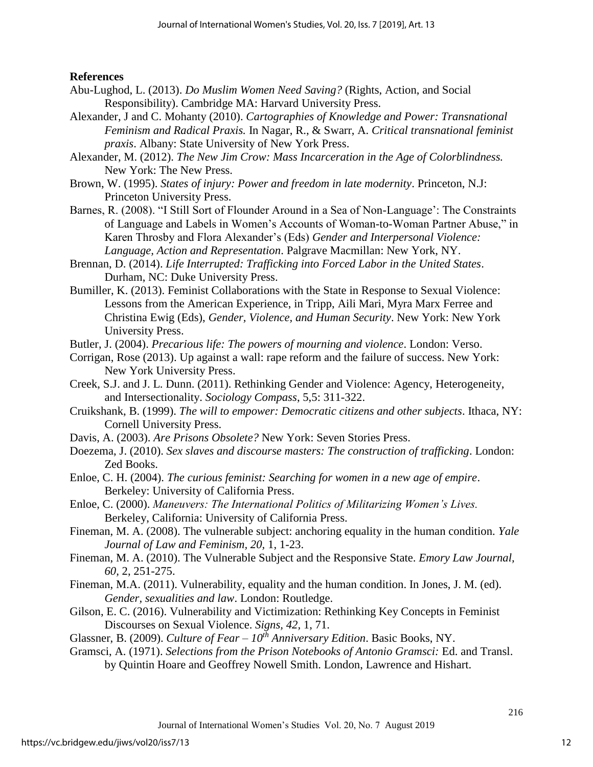**References**

Abu-Lughod, L. (2013). *Do Muslim Women Need Saving?* (Rights, Action, and Social Responsibility). Cambridge MA: Harvard University Press.

Alexander, J and C. Mohanty (2010). *Cartographies of Knowledge and Power: Transnational Feminism and Radical Praxis.* In Nagar, R., & Swarr, A. *Critical transnational feminist praxis*. Albany: State University of New York Press.

Alexander, M. (2012). *The New Jim Crow: Mass Incarceration in the Age of Colorblindness.* New York: The New Press.

Brown, W. (1995). *States of injury: Power and freedom in late modernity*. Princeton, N.J: Princeton University Press.

Barnes, R. (2008). "I Still Sort of Flounder Around in a Sea of Non-Language': The Constraints of Language and Labels in Women's Accounts of Woman-to-Woman Partner Abuse," in Karen Throsby and Flora Alexander's (Eds) *Gender and Interpersonal Violence: Language, Action and Representation*. Palgrave Macmillan: New York, NY.

Brennan, D. (2014). *Life Interrupted: Trafficking into Forced Labor in the United States*. Durham, NC: Duke University Press.

Bumiller, K. (2013). Feminist Collaborations with the State in Response to Sexual Violence: Lessons from the American Experience, in Tripp, Aili Mari, Myra Marx Ferree and Christina Ewig (Eds), *Gender, Violence, and Human Security*. New York: New York University Press.

Butler, J. (2004). *Precarious life: The powers of mourning and violence*. London: Verso.

Corrigan, Rose (2013). Up against a wall: rape reform and the failure of success. New York: New York University Press.

Creek, S.J. and J. L. Dunn. (2011). Rethinking Gender and Violence: Agency, Heterogeneity, and Intersectionality. *Sociology Compass,* 5,5: 311-322.

Cruikshank, B. (1999). *The will to empower: Democratic citizens and other subjects*. Ithaca, NY: Cornell University Press.

Davis, A. (2003). *Are Prisons Obsolete?* New York: Seven Stories Press.

Doezema, J. (2010). *Sex slaves and discourse masters: The construction of trafficking*. London: Zed Books.

Enloe, C. H. (2004). *The curious feminist: Searching for women in a new age of empire*. Berkeley: University of California Press.

Enloe, C. (2000). *Maneuvers: The International Politics of Militarizing Women's Lives.* Berkeley, California: University of California Press.

Fineman, M. A. (2008). The vulnerable subject: anchoring equality in the human condition. *Yale Journal of Law and Feminism, 20,* 1, 1-23.

Fineman, M. A. (2010). The Vulnerable Subject and the Responsive State. *Emory Law Journal, 60,* 2, 251-275.

Fineman, M.A. (2011). Vulnerability, equality and the human condition. In Jones, J. M. (ed). *Gender, sexualities and law*. London: Routledge.

Gilson, E. C. (2016). Vulnerability and Victimization: Rethinking Key Concepts in Feminist Discourses on Sexual Violence. *Signs, 42,* 1, 71.

Glassner, B. (2009). *Culture of Fear – 10th Anniversary Edition*. Basic Books, NY.

Gramsci, A. (1971). *Selections from the Prison Notebooks of Antonio Gramsci:* Ed. and Transl. by Quintin Hoare and Geoffrey Nowell Smith. London, Lawrence and Hishart.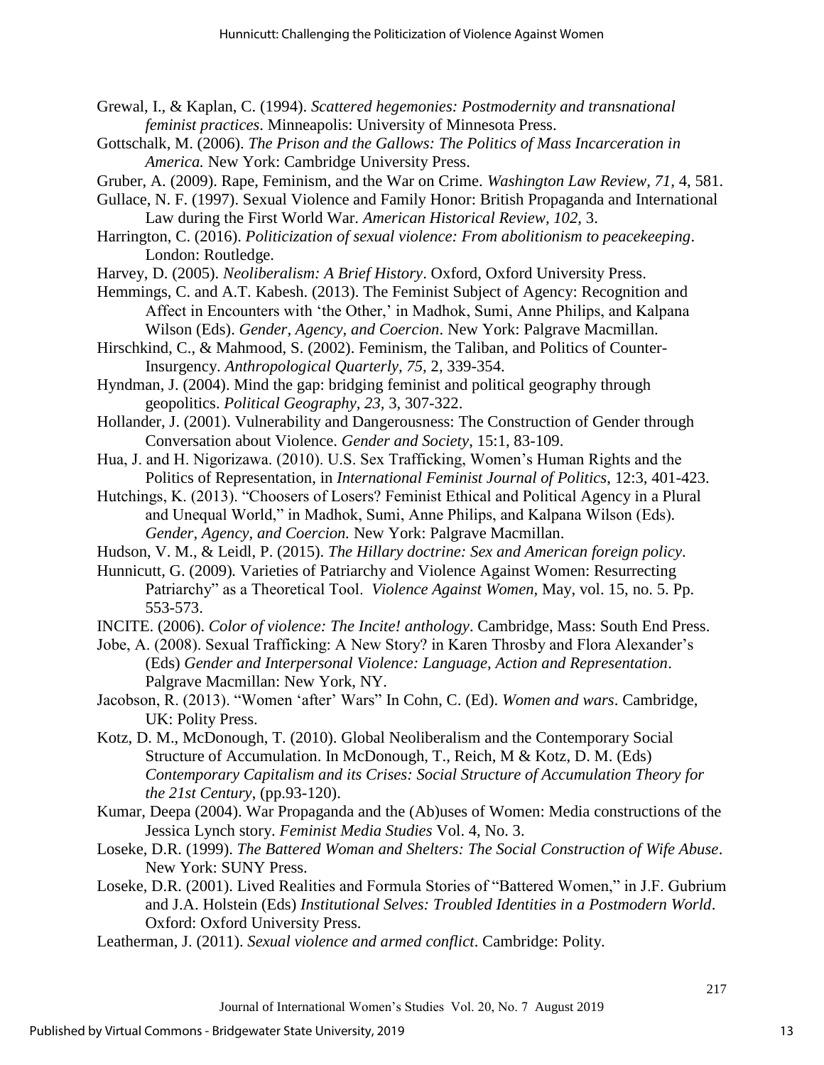Grewal, I., & Kaplan, C. (1994). *Scattered hegemonies: Postmodernity and transnational feminist practices*. Minneapolis: University of Minnesota Press.

Gottschalk, M. (2006). *The Prison and the Gallows: The Politics of Mass Incarceration in America.* New York: Cambridge University Press.

Gruber, A. (2009). Rape, Feminism, and the War on Crime. *Washington Law Review, 71*, 4, 581.

Gullace, N. F. (1997). Sexual Violence and Family Honor: British Propaganda and International Law during the First World War. *American Historical Review, 102,* 3.

Harrington, C. (2016). *Politicization of sexual violence: From abolitionism to peacekeeping*. London: Routledge.

Harvey, D. (2005). *Neoliberalism: A Brief History*. Oxford, Oxford University Press.

Hemmings, C. and A.T. Kabesh. (2013). The Feminist Subject of Agency: Recognition and Affect in Encounters with 'the Other,' in Madhok, Sumi, Anne Philips, and Kalpana Wilson (Eds). *Gender, Agency, and Coercion*. New York: Palgrave Macmillan.

Hirschkind, C., & Mahmood, S. (2002). Feminism, the Taliban, and Politics of Counter-Insurgency. *Anthropological Quarterly, 75,* 2, 339-354.

Hyndman, J. (2004). Mind the gap: bridging feminist and political geography through geopolitics. *Political Geography, 23,* 3, 307-322.

Hollander, J. (2001). Vulnerability and Dangerousness: The Construction of Gender through Conversation about Violence. *Gender and Society*, 15:1, 83-109.

Hua, J. and H. Nigorizawa. (2010). U.S. Sex Trafficking, Women's Human Rights and the Politics of Representation, in *International Feminist Journal of Politics*, 12:3, 401-423.

Hutchings, K. (2013). "Choosers of Losers? Feminist Ethical and Political Agency in a Plural and Unequal World," in Madhok, Sumi, Anne Philips, and Kalpana Wilson (Eds). *Gender, Agency, and Coercion.* New York: Palgrave Macmillan.

Hudson, V. M., & Leidl, P. (2015). *The Hillary doctrine: Sex and American foreign policy*.

Hunnicutt, G. (2009)*.* Varieties of Patriarchy and Violence Against Women: Resurrecting Patriarchy" as a Theoretical Tool. *Violence Against Women*, May, vol. 15, no. 5. Pp. 553-573.

INCITE. (2006). *Color of violence: The Incite! anthology*. Cambridge, Mass: South End Press.

Jobe, A. (2008). Sexual Trafficking: A New Story? in Karen Throsby and Flora Alexander's (Eds) *Gender and Interpersonal Violence: Language, Action and Representation*. Palgrave Macmillan: New York, NY.

Jacobson, R. (2013). "Women 'after' Wars" In Cohn, C. (Ed). *Women and wars*. Cambridge, UK: Polity Press.

Kotz, D. M., McDonough, T. (2010). Global Neoliberalism and the Contemporary Social Structure of Accumulation. In McDonough, T., Reich, M & Kotz, D. M. (Eds) *Contemporary Capitalism and its Crises: Social Structure of Accumulation Theory for the 21st Century*, (pp.93-120).

Kumar, Deepa (2004). War Propaganda and the (Ab)uses of Women: Media constructions of the Jessica Lynch story. *Feminist Media Studies* Vol. 4, No. 3.

Loseke, D.R. (1999). *The Battered Woman and Shelters: The Social Construction of Wife Abuse*. New York: SUNY Press.

Loseke, D.R. (2001). Lived Realities and Formula Stories of "Battered Women," in J.F. Gubrium and J.A. Holstein (Eds) *Institutional Selves: Troubled Identities in a Postmodern World*. Oxford: Oxford University Press.

Leatherman, J. (2011). *Sexual violence and armed conflict*. Cambridge: Polity.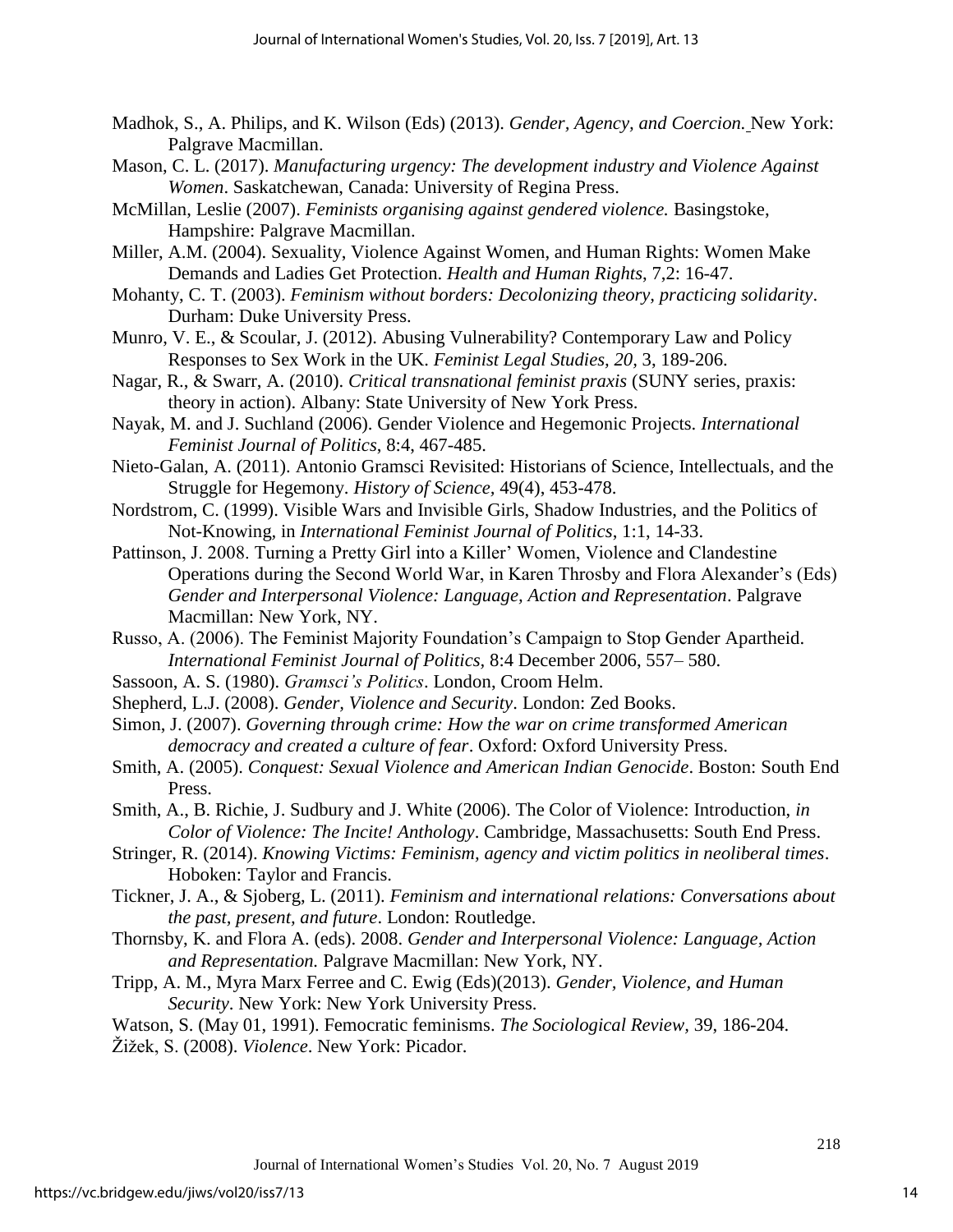Madhok, S., A. Philips, and K. Wilson (Eds) (2013). *Gender, Agency, and Coercion.* New York: Palgrave Macmillan.

Mason, C. L. (2017). *Manufacturing urgency: The development industry and Violence Against Women*. Saskatchewan, Canada: University of Regina Press.

McMillan, Leslie (2007). *Feminists organising against gendered violence.* Basingstoke, Hampshire: Palgrave Macmillan.

Miller, A.M. (2004). Sexuality, Violence Against Women, and Human Rights: Women Make Demands and Ladies Get Protection. *Health and Human Rights*, 7,2: 16-47.

Mohanty, C. T. (2003). *Feminism without borders: Decolonizing theory, practicing solidarity*. Durham: Duke University Press.

Munro, V. E., & Scoular, J. (2012). Abusing Vulnerability? Contemporary Law and Policy Responses to Sex Work in the UK. *Feminist Legal Studies, 20*, 3, 189-206.

Nagar, R., & Swarr, A. (2010). *Critical transnational feminist praxis* (SUNY series, praxis: theory in action). Albany: State University of New York Press.

Nayak, M. and J. Suchland (2006). Gender Violence and Hegemonic Projects. *International Feminist Journal of Politics*, 8:4, 467-485.

Nieto-Galan, A. (2011). Antonio Gramsci Revisited: Historians of Science, Intellectuals, and the Struggle for Hegemony. *History of Science,* 49(4), 453-478.

Nordstrom, C. (1999). Visible Wars and Invisible Girls, Shadow Industries, and the Politics of Not-Knowing, in *International Feminist Journal of Politics*, 1:1, 14-33.

Pattinson, J. 2008. Turning a Pretty Girl into a Killer' Women, Violence and Clandestine Operations during the Second World War, in Karen Throsby and Flora Alexander's (Eds) *Gender and Interpersonal Violence: Language, Action and Representation*. Palgrave Macmillan: New York, NY.

Russo, A. (2006). The Feminist Majority Foundation's Campaign to Stop Gender Apartheid. *International Feminist Journal of Politics,* 8:4 December 2006, 557– 580.

Sassoon, A. S. (1980). *Gramsci's Politics*. London, Croom Helm.

Shepherd, L.J. (2008). *Gender, Violence and Security*. London: Zed Books.

Simon, J. (2007). *Governing through crime: How the war on crime transformed American democracy and created a culture of fear*. Oxford: Oxford University Press.

Smith, A. (2005). *Conquest: Sexual Violence and American Indian Genocide*. Boston: South End Press.

Smith, A., B. Richie, J. Sudbury and J. White (2006). The Color of Violence: Introduction, *in Color of Violence: The Incite! Anthology*. Cambridge, Massachusetts: South End Press.

Stringer, R. (2014). *Knowing Victims: Feminism, agency and victim politics in neoliberal times*. Hoboken: Taylor and Francis.

Tickner, J. A., & Sjoberg, L. (2011). *Feminism and international relations: Conversations about the past, present, and future*. London: Routledge.

Thornsby, K. and Flora A. (eds). 2008. *Gender and Interpersonal Violence: Language, Action and Representation.* Palgrave Macmillan: New York, NY.

Tripp, A. M., Myra Marx Ferree and C. Ewig (Eds)(2013). *Gender, Violence, and Human Security*. New York: New York University Press.

Watson, S. (May 01, 1991). Femocratic feminisms. *The Sociological Review,* 39, 186-204.

Žižek, S. (2008). *Violence*. New York: Picador.